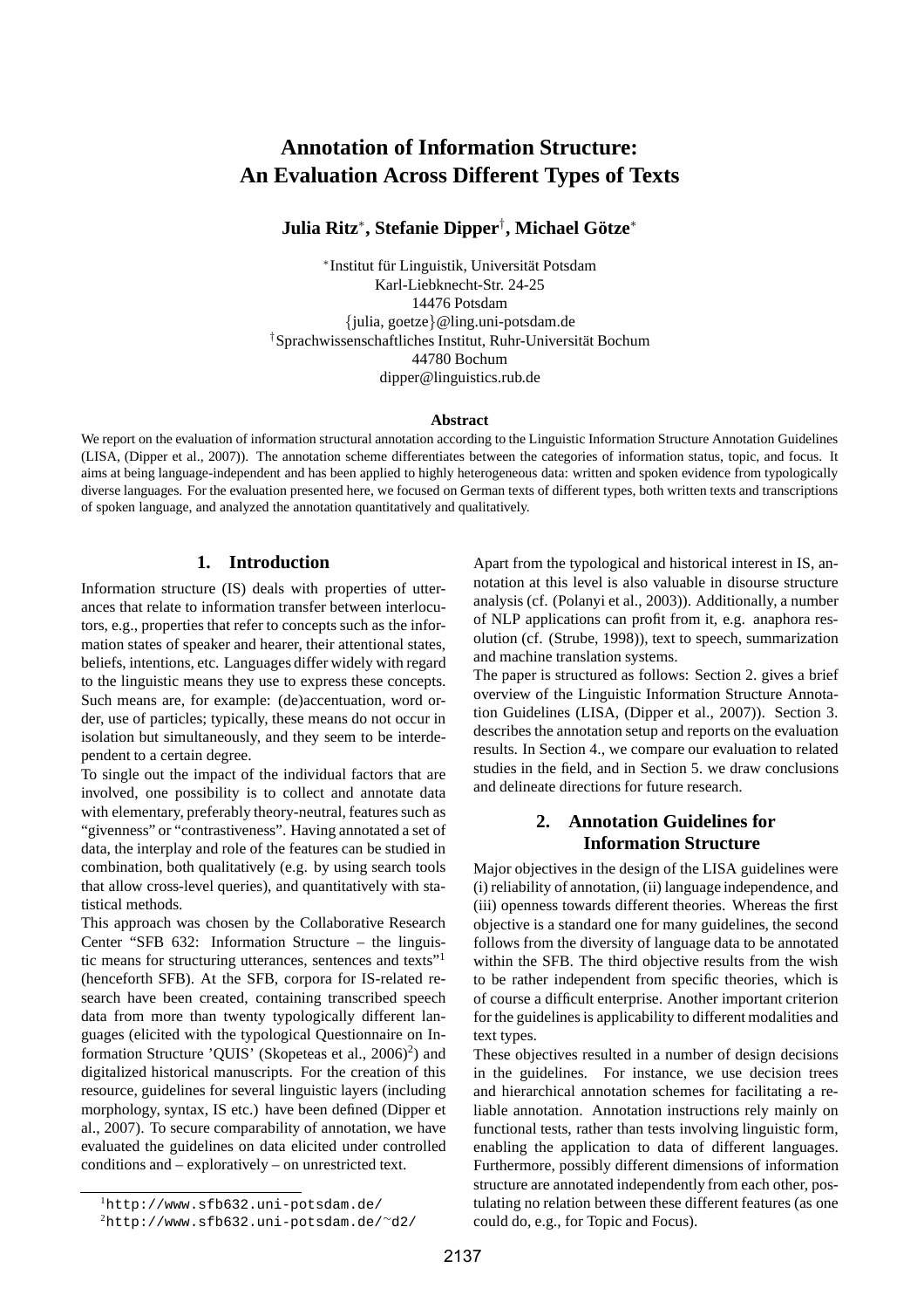# Annotation of Information Structure: An Evaluation Across Different Types of Texts

**Julia Ritz[*], Stefanie Dipper[†], Michael Götze[*]**

[*]Institut für Linguistik, Universität Potsdam
Karl-Liebknecht-Str. 24-25
14476 Potsdam
{julia, goetze}@ling.uni-potsdam.de
[†]Sprachwissenschaftliches Institut, Ruhr-Universität Bochum
44780 Bochum
dipper@linguistics.rub.de

**Abstract**

We report on the evaluation of information structural annotation according to the Linguistic Information Structure Annotation Guidelines (LISA, (Dipper et al., 2007)). The annotation scheme differentiates between the categories of information status, topic, and focus. It aims at being language-independent and has been applied to highly heterogeneous data: written and spoken evidence from typologically diverse languages. For the evaluation presented here, we focused on German texts of different types, both written texts and transcriptions of spoken language, and analyzed the annotation quantitatively and qualitatively.

## 1. Introduction

Information structure (IS) deals with properties of utterances that relate to information transfer between interlocutors, e.g., properties that refer to concepts such as the information states of speaker and hearer, their attentional states, beliefs, intentions, etc. Languages differ widely with regard to the linguistic means they use to express these concepts. Such means are, for example: (de)accentuation, word order, use of particles; typically, these means do not occur in isolation but simultaneously, and they seem to be interdependent to a certain degree.

To single out the impact of the individual factors that are involved, one possibility is to collect and annotate data with elementary, preferably theory-neutral, features such as "givenness" or "contrastiveness". Having annotated a set of data, the interplay and role of the features can be studied in combination, both qualitatively (e.g. by using search tools that allow cross-level queries), and quantitatively with statistical methods.

This approach was chosen by the Collaborative Research Center "SFB 632: Information Structure – the linguistic means for structuring utterances, sentences and texts"[1] (henceforth SFB). At the SFB, corpora for IS-related research have been created, containing transcribed speech data from more than twenty typologically different languages (elicited with the typological Questionnaire on Information Structure 'QUIS' (Skopeteas et al., 2006)[2]) and digitalized historical manuscripts. For the creation of this resource, guidelines for several linguistic layers (including morphology, syntax, IS etc.) have been defined (Dipper et al., 2007). To secure comparability of annotation, we have evaluated the guidelines on data elicited under controlled conditions and – exploratively – on unrestricted text.

Apart from the typological and historical interest in IS, annotation at this level is also valuable in disourse structure analysis (cf. (Polanyi et al., 2003)). Additionally, a number of NLP applications can profit from it, e.g. anaphora resolution (cf. (Strube, 1998)), text to speech, summarization and machine translation systems.

The paper is structured as follows: Section 2. gives a brief overview of the Linguistic Information Structure Annotation Guidelines (LISA, (Dipper et al., 2007)). Section 3. describes the annotation setup and reports on the evaluation results. In Section 4., we compare our evaluation to related studies in the field, and in Section 5. we draw conclusions and delineate directions for future research.

## 2. Annotation Guidelines for Information Structure

Major objectives in the design of the LISA guidelines were (i) reliability of annotation, (ii) language independence, and (iii) openness towards different theories. Whereas the first objective is a standard one for many guidelines, the second follows from the diversity of language data to be annotated within the SFB. The third objective results from the wish to be rather independent from specific theories, which is of course a difficult enterprise. Another important criterion for the guidelines is applicability to different modalities and text types.

These objectives resulted in a number of design decisions in the guidelines. For instance, we use decision trees and hierarchical annotation schemes for facilitating a reliable annotation. Annotation instructions rely mainly on functional tests, rather than tests involving linguistic form, enabling the application to data of different languages. Furthermore, possibly different dimensions of information structure are annotated independently from each other, postulating no relation between these different features (as one could do, e.g., for Topic and Focus).

[1] http://www.sfb632.uni-potsdam.de/

[2] http://www.sfb632.uni-potsdam.de/~d2/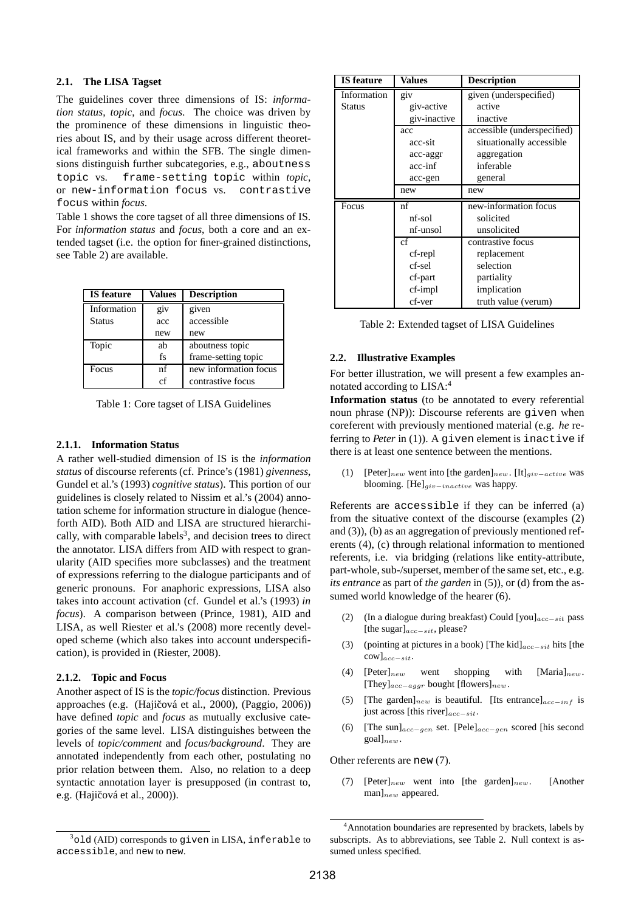### 2.1. The LISA Tagset

The guidelines cover three dimensions of IS: *information status*, *topic*, and *focus*. The choice was driven by the prominence of these dimensions in linguistic theories about IS, and by their usage across different theoretical frameworks and within the SFB. The single dimensions distinguish further subcategories, e.g., `aboutness topic` vs. `frame-setting topic` within *topic*, or `new-information focus` vs. `contrastive focus` within *focus*.

Table 1 shows the core tagset of all three dimensions of IS. For *information status* and *focus*, both a core and an extended tagset (i.e. the option for finer-grained distinctions, see Table 2) are available.

| IS feature | Values | Description |
|---|---|---|
| Information Status | giv | given |
| | acc | accessible |
| | new | new |
| Topic | ab | aboutness topic |
| | fs | frame-setting topic |
| Focus | nf | new information focus |
| | cf | contrastive focus |

Table 1: Core tagset of LISA Guidelines

#### 2.1.1. Information Status

A rather well-studied dimension of IS is the *information status* of discourse referents (cf. Prince's (1981) *givenness*, Gundel et al.'s (1993) *cognitive status*). This portion of our guidelines is closely related to Nissim et al.'s (2004) annotation scheme for information structure in dialogue (henceforth AID). Both AID and LISA are structured hierarchically, with comparable labels[3], and decision trees to direct the annotator. LISA differs from AID with respect to granularity (AID specifies more subclasses) and the treatment of expressions referring to the dialogue participants and of generic pronouns. For anaphoric expressions, LISA also takes into account accessibility (cf. Gundel et al.'s (1993) *in focus*). A comparison between (Prince, 1981), AID and LISA, as well Riester et al.'s (2008) more recently developed scheme (which also takes into account underspecification), is provided in (Riester, 2008).

#### 2.1.2. Topic and Focus

Another aspect of IS is the *topic/focus* distinction. Previous approaches (e.g. (Hajičová et al., 2000), (Paggio, 2006)) have defined *topic* and *focus* as mutually exclusive categories of the same level. LISA distinguishes between the levels of *topic/comment* and *focus/background*. They are annotated independently from each other, postulating no prior relation between them. Also, no relation to a deep syntactic annotation layer is presupposed (in contrast to, e.g. (Hajičová et al., 2000)).

[3] `old` (AID) corresponds to `given` in LISA, `inferable` to `accessible`, and `new` to `new`.

| IS feature | Values | Description |
|---|---|---|
| Information Status | giv | given (underspecified) |
| | giv-active | active |
| | giv-inactive | inactive |
| | acc | accessible (underspecified) |
| | acc-sit | situationally accessible |
| | acc-aggr | aggregation |
| | acc-inf | inferable |
| | acc-gen | general |
| | new | new |
| Focus | nf | new-information focus |
| | nf-sol | solicited |
| | nf-unsol | unsolicited |
| | cf | contrastive focus |
| | cf-repl | replacement |
| | cf-sel | selection |
| | cf-part | partiality |
| | cf-impl | implication |
| | cf-ver | truth value (verum) |

Table 2: Extended tagset of LISA Guidelines

### 2.2. Illustrative Examples

For better illustration, we will present a few examples annotated according to LISA:[4]

**Information status** (to be annotated to every referential noun phrase (NP)): Discourse referents are `given` when coreferent with previously mentioned material (e.g. *he* referring to *Peter* in (1)). A `given` element is `inactive` if there is at least one sentence between the mentions.

(1) [Peter]$_{new}$ went into [the garden]$_{new}$. [It]$_{giv-active}$ was blooming. [He]$_{giv-inactive}$ was happy.

Referents are `accessible` if they can be inferred (a) from the situative context of the discourse (examples (2) and (3)), (b) as an aggregation of previously mentioned referents (4), (c) through relational information to mentioned referents, i.e. via bridging (relations like entity-attribute, part-whole, sub-/superset, member of the same set, etc., e.g. *its entrance* as part of *the garden* in (5)), or (d) from the assumed world knowledge of the hearer (6).

(2) (In a dialogue during breakfast) Could [you]$_{acc-sit}$ pass [the sugar]$_{acc-sit}$, please?

(3) (pointing at pictures in a book) [The kid]$_{acc-sit}$ hits [the cow]$_{acc-sit}$.

(4) [Peter]$_{new}$ went shopping with [Maria]$_{new}$. [They]$_{acc-aggr}$ bought [flowers]$_{new}$.

(5) [The garden]$_{new}$ is beautiful. [Its entrance]$_{acc-inf}$ is just across [this river]$_{acc-sit}$.

(6) [The sun]$_{acc-gen}$ set. [Pele]$_{acc-gen}$ scored [his second goal]$_{new}$.

Other referents are `new` (7).

(7) [Peter]$_{new}$ went into [the garden]$_{new}$. [Another man]$_{new}$ appeared.

[4] Annotation boundaries are represented by brackets, labels by subscripts. As to abbreviations, see Table 2. Null context is assumed unless specified.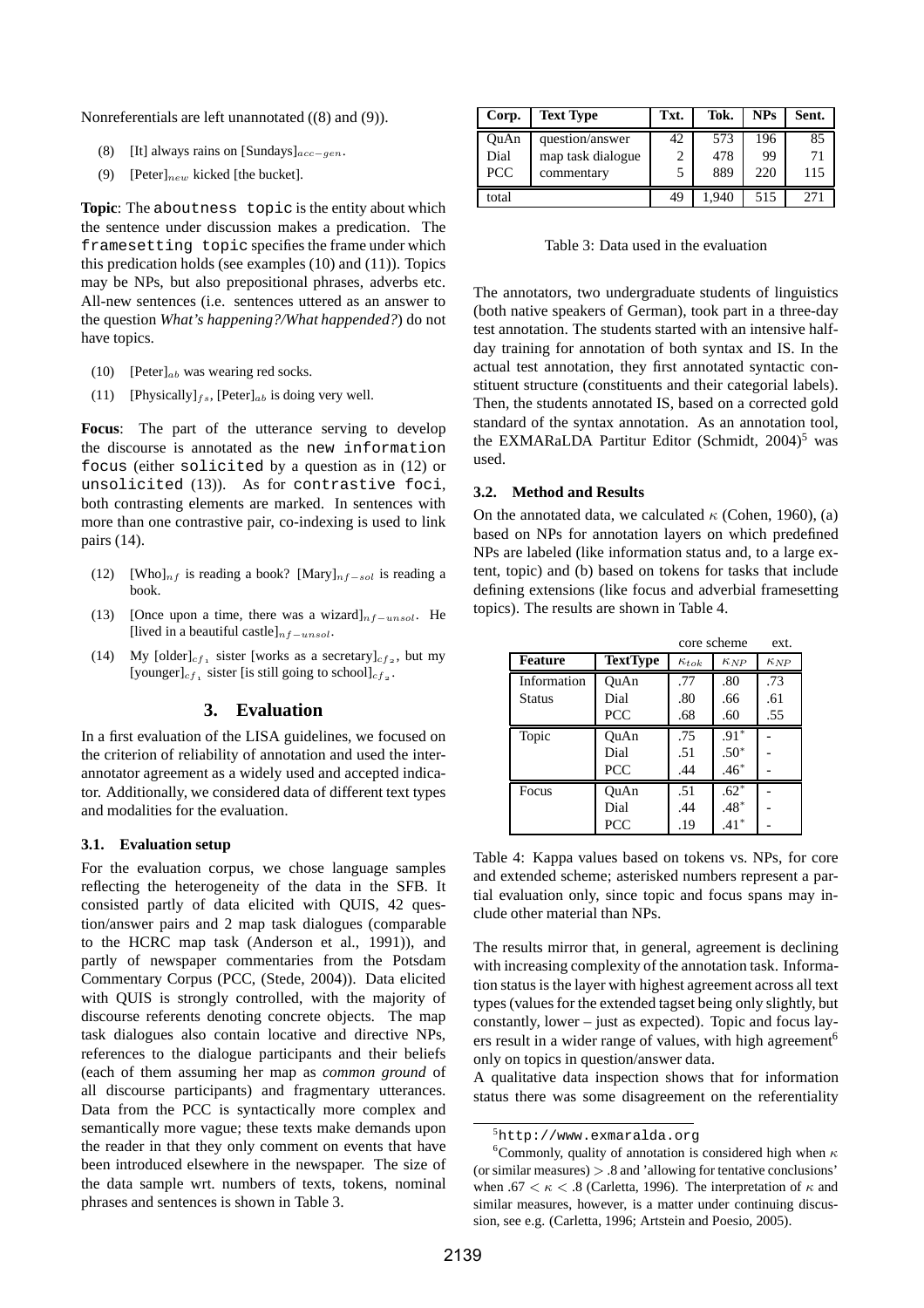Nonreferentials are left unannotated ((8) and (9)).

(8) [It] always rains on [Sundays]$_{acc-gen}$.

(9) [Peter]$_{new}$ kicked [the bucket].

**Topic**: The `aboutness topic` is the entity about which the sentence under discussion makes a predication. The `framesetting topic` specifies the frame under which this predication holds (see examples (10) and (11)). Topics may be NPs, but also prepositional phrases, adverbs etc. All-new sentences (i.e. sentences uttered as an answer to the question *What's happening?/What happended?*) do not have topics.

(10) [Peter]$_{ab}$ was wearing red socks.

(11) [Physically]$_{fs}$, [Peter]$_{ab}$ is doing very well.

**Focus**: The part of the utterance serving to develop the discourse is annotated as the `new information focus` (either `solicited` by a question as in (12) or `unsolicited` (13)). As for `contrastive foci`, both contrasting elements are marked. In sentences with more than one contrastive pair, co-indexing is used to link pairs (14).

(12) [Who]$_{nf}$ is reading a book? [Mary]$_{nf-sol}$ is reading a book.

(13) [Once upon a time, there was a wizard]$_{nf-unsol}$. He [lived in a beautiful castle]$_{nf-unsol}$.

(14) My [older]$_{cf_1}$ sister [works as a secretary]$_{cf_2}$, but my [younger]$_{cf_1}$ sister [is still going to school]$_{cf_2}$.

## 3. Evaluation

In a first evaluation of the LISA guidelines, we focused on the criterion of reliability of annotation and used the inter-annotator agreement as a widely used and accepted indicator. Additionally, we considered data of different text types and modalities for the evaluation.

### 3.1. Evaluation setup

For the evaluation corpus, we chose language samples reflecting the heterogeneity of the data in the SFB. It consisted partly of data elicited with QUIS, 42 question/answer pairs and 2 map task dialogues (comparable to the HCRC map task (Anderson et al., 1991)), and partly of newspaper commentaries from the Potsdam Commentary Corpus (PCC, (Stede, 2004)). Data elicited with QUIS is strongly controlled, with the majority of discourse referents denoting concrete objects. The map task dialogues also contain locative and directive NPs, references to the dialogue participants and their beliefs (each of them assuming her map as *common ground* of all discourse participants) and fragmentary utterances. Data from the PCC is syntactically more complex and semantically more vague; these texts make demands upon the reader in that they only comment on events that have been introduced elsewhere in the newspaper. The size of the data sample wrt. numbers of texts, tokens, nominal phrases and sentences is shown in Table 3.

| Corp. | Text Type | Txt. | Tok. | NPs | Sent. |
|---|---|---|---|---|---|
| QuAn | question/answer | 42 | 573 | 196 | 85 |
| Dial | map task dialogue | 2 | 478 | 99 | 71 |
| PCC | commentary | 5 | 889 | 220 | 115 |
| total | | 49 | 1,940 | 515 | 271 |

Table 3: Data used in the evaluation

The annotators, two undergraduate students of linguistics (both native speakers of German), took part in a three-day test annotation. The students started with an intensive half-day training for annotation of both syntax and IS. In the actual test annotation, they first annotated syntactic constituent structure (constituents and their categorial labels). Then, the students annotated IS, based on a corrected gold standard of the syntax annotation. As an annotation tool, the EXMARaLDA Partitur Editor (Schmidt, 2004)[5] was used.

### 3.2. Method and Results

On the annotated data, we calculated $\kappa$ (Cohen, 1960), (a) based on NPs for annotation layers on which predefined NPs are labeled (like information status and, to a large extent, topic) and (b) based on tokens for tasks that include defining extensions (like focus and adverbial framesetting topics). The results are shown in Table 4.

| | | core scheme | | ext. |
|---|---|---|---|---|
| **Feature** | **TextType** | $\kappa_{tok}$ | $\kappa_{NP}$ | $\kappa_{NP}$ |
| Information Status | QuAn | .77 | .80 | .73 |
| | Dial | .80 | .66 | .61 |
| | PCC | .68 | .60 | .55 |
| Topic | QuAn | .75 | .91* | - |
| | Dial | .51 | .50* | - |
| | PCC | .44 | .46* | - |
| Focus | QuAn | .51 | .62* | - |
| | Dial | .44 | .48* | - |
| | PCC | .19 | .41* | - |

Table 4: Kappa values based on tokens vs. NPs, for core and extended scheme; asterisked numbers represent a partial evaluation only, since topic and focus spans may include other material than NPs.

The results mirror that, in general, agreement is declining with increasing complexity of the annotation task. Information status is the layer with highest agreement across all text types (values for the extended tagset being only slightly, but constantly, lower – just as expected). Topic and focus layers result in a wider range of values, with high agreement[6] only on topics in question/answer data.

A qualitative data inspection shows that for information status there was some disagreement on the referentiality

[5] http://www.exmaralda.org

[6] Commonly, quality of annotation is considered high when $\kappa$ (or similar measures) $> .8$ and 'allowing for tentative conclusions' when $.67 < \kappa < .8$ (Carletta, 1996). The interpretation of $\kappa$ and similar measures, however, is a matter under continuing discussion, see e.g. (Carletta, 1996; Artstein and Poesio, 2005).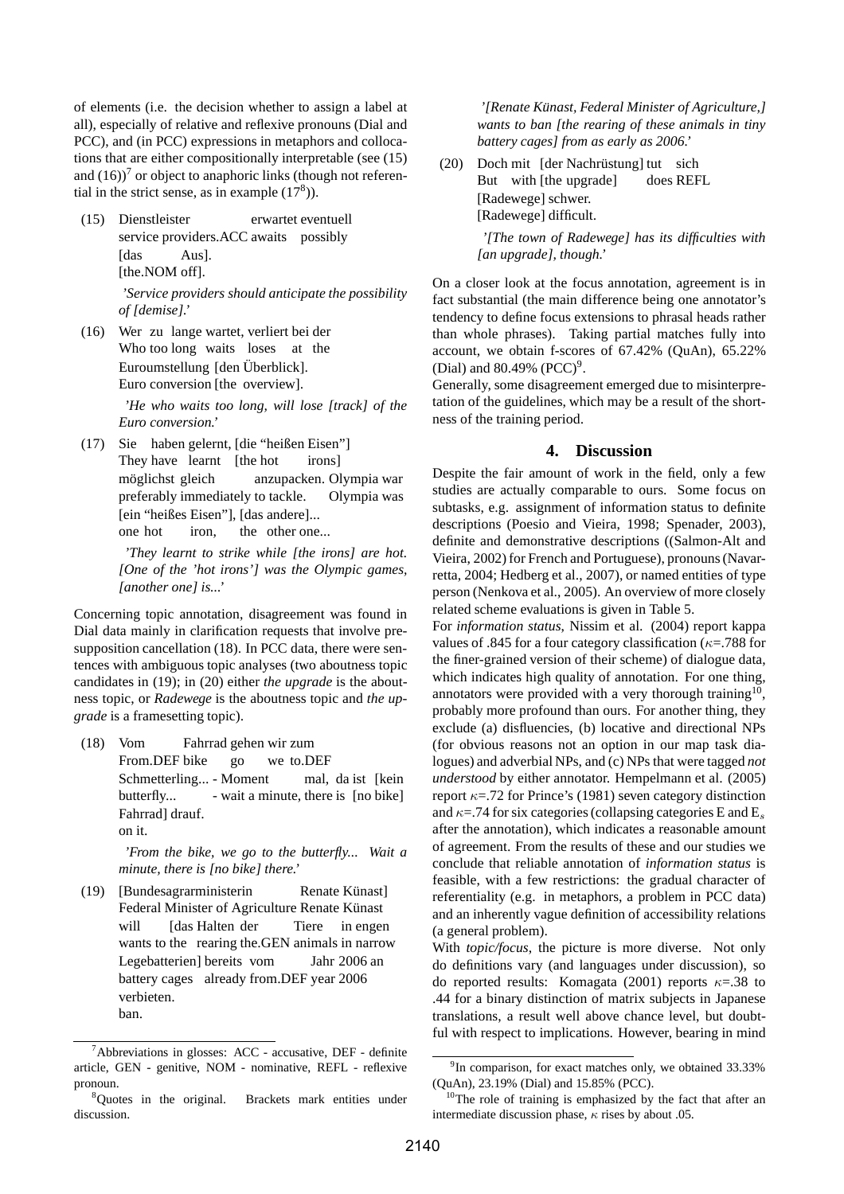of elements (i.e. the decision whether to assign a label at all), especially of relative and reflexive pronouns (Dial and PCC), and (in PCC) expressions in metaphors and collocations that are either compositionally interpretable (see (15) and (16))[7] or object to anaphoric links (though not referential in the strict sense, as in example (17[8])).

(15) Dienstleister erwartet eventuell
service providers.ACC awaits possibly
[das Aus].
[the.NOM off].

*'Service providers should anticipate the possibility of [demise].'*

(16) Wer zu lange wartet, verliert bei der
Who too long waits loses at the
Euroumstellung [den Überblick].
Euro conversion [the overview].

*'He who waits too long, will lose [track] of the Euro conversion.'*

(17) Sie haben gelernt, [die "heißen Eisen"]
They have learnt [the hot irons]
möglichst gleich anzupacken. Olympia war
preferably immediately to tackle. Olympia was
[ein "heißes Eisen"], [das andere]...
one hot iron, the other one...

*'They learnt to strike while [the irons] are hot. [One of the 'hot irons'] was the Olympic games, [another one] is...'*

Concerning topic annotation, disagreement was found in Dial data mainly in clarification requests that involve presupposition cancellation (18). In PCC data, there were sentences with ambiguous topic analyses (two aboutness topic candidates in (19); in (20) either *the upgrade* is the aboutness topic, or *Radewege* is the aboutness topic and *the upgrade* is a framesetting topic).

(18) Vom Fahrrad gehen wir zum
From.DEF bike go we to.DEF
Schmetterling... - Moment mal, da ist [kein
butterfly... - wait a minute, there is [no bike]
Fahrrad] drauf.
on it.

*'From the bike, we go to the butterfly... Wait a minute, there is [no bike] there.'*

(19) [Bundesagrarministerin Renate Künast]
Federal Minister of Agriculture Renate Künast
will [das Halten der Tiere in engen
wants to the rearing the.GEN animals in narrow
Legebatterien] bereits vom Jahr 2006 an
battery cages already from.DEF year 2006
verbieten.
ban.

*'[Renate Künast, Federal Minister of Agriculture,] wants to ban [the rearing of these animals in tiny battery cages] from as early as 2006.'*

(20) Doch mit [der Nachrüstung] tut sich
But with [the upgrade] does REFL
[Radewege] schwer.
[Radewege] difficult.

*'[The town of Radewege] has its difficulties with [an upgrade], though.'*

On a closer look at the focus annotation, agreement is in fact substantial (the main difference being one annotator's tendency to define focus extensions to phrasal heads rather than whole phrases). Taking partial matches fully into account, we obtain f-scores of 67.42% (QuAn), 65.22% (Dial) and 80.49% (PCC)[9].

Generally, some disagreement emerged due to misinterpretation of the guidelines, which may be a result of the shortness of the training period.

## 4. Discussion

Despite the fair amount of work in the field, only a few studies are actually comparable to ours. Some focus on subtasks, e.g. assignment of information status to definite descriptions (Poesio and Vieira, 1998; Spenader, 2003), definite and demonstrative descriptions ((Salmon-Alt and Vieira, 2002) for French and Portuguese), pronouns (Navarretta, 2004; Hedberg et al., 2007), or named entities of type person (Nenkova et al., 2005). An overview of more closely related scheme evaluations is given in Table 5.

For *information status*, Nissim et al. (2004) report kappa values of .845 for a four category classification ($\kappa$=.788 for the finer-grained version of their scheme) of dialogue data, which indicates high quality of annotation. For one thing, annotators were provided with a very thorough training[10], probably more profound than ours. For another thing, they exclude (a) disfluencies, (b) locative and directional NPs (for obvious reasons not an option in our map task dialogues) and adverbial NPs, and (c) NPs that were tagged *not understood* by either annotator. Hempelmann et al. (2005) report $\kappa$=.72 for Prince's (1981) seven category distinction and $\kappa$=.74 for six categories (collapsing categories E and $E_s$ after the annotation), which indicates a reasonable amount of agreement. From the results of these and our studies we conclude that reliable annotation of *information status* is feasible, with a few restrictions: the gradual character of referentiality (e.g. in metaphors, a problem in PCC data) and an inherently vague definition of accessibility relations (a general problem).

With *topic/focus*, the picture is more diverse. Not only do definitions vary (and languages under discussion), so do reported results: Komagata (2001) reports $\kappa$=.38 to .44 for a binary distinction of matrix subjects in Japanese translations, a result well above chance level, but doubtful with respect to implications. However, bearing in mind

[7] Abbreviations in glosses: ACC - accusative, DEF - definite article, GEN - genitive, NOM - nominative, REFL - reflexive pronoun.

[8] Quotes in the original. Brackets mark entities under discussion.

[9] In comparison, for exact matches only, we obtained 33.33% (QuAn), 23.19% (Dial) and 15.85% (PCC).

[10] The role of training is emphasized by the fact that after an intermediate discussion phase, $\kappa$ rises by about .05.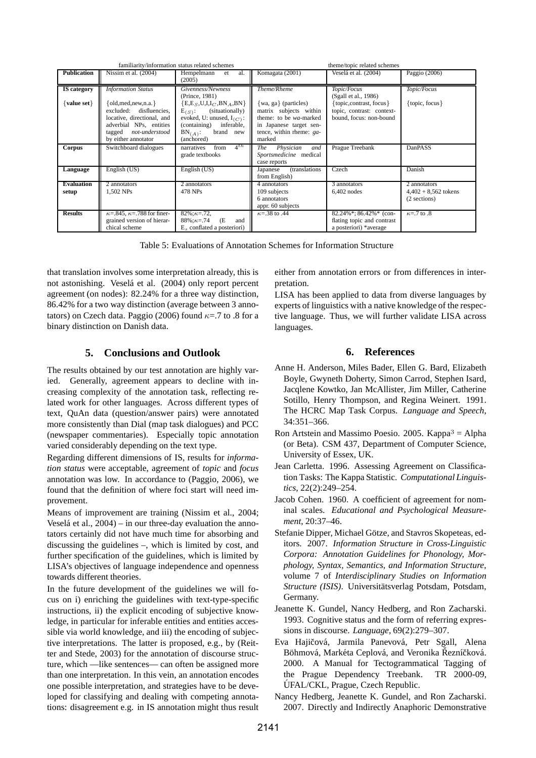| | familiarity/information status related schemes | | theme/topic related schemes | | |
|---|---|---|---|---|---|
| **Publication** | Nissim et al. (2004) | Hempelmann et al. (2005) | Komagata (2001) | Veselá et al. (2004) | Paggio (2006) |
| **IS category** | *Information Status* | *Givenness/Newness* (Prince, 1981) | *Theme/Rheme* | *Topic/Focus* (Sgall et al., 1986) | *Topic/Focus* |
| **{value set}** | {old,med,new,n.a.} excluded: disfluencies, locative, directional, and adverbial NPs, entities tagged *not-understood* by either annotator | $\{E,E_S,U,I,I_C,BN_A,BN\}$ $E_{(S)}$: (situationally) evoked, U: unused, $I_{(C)}$: (containing) inferable, $BN_{(A)}$: brand new (anchored) | {wa, ga} (particles) matrix subjects within theme: to be *wa*-marked in Japanese target sentence, within rheme: *ga*-marked | {topic,contrast, focus} topic, contrast: context-bound, focus: non-bound | {topic, focus} |
| **Corpus** | Switchboard dialogues | narratives from $4^{th}$ grade textbooks | *The Physician and Sportsmedicine* medical case reports | Prague Treebank | DanPASS |
| **Language** | English (US) | English (US) | Japanese (translations from English) | Czech | Danish |
| **Evaluation setup** | 2 annotators 1,502 NPs | 2 annotators 478 NPs | 4 annotators 109 subjects 6 annotators appr. 60 subjects | 3 annotators 6,402 nodes | 2 annotators 4,402 + 8,562 tokens (2 sections) |
| **Results** | $\kappa$=.845, $\kappa$=.788 for finer-grained version of hierarchical scheme | 82%;$\kappa$=.72, 88%;$\kappa$=.74 (E and $E_s$ conflated a posteriori) | $\kappa$=.38 to .44 | 82.24%*; 86.42%* (conflating topic and contrast a posteriori) *average | $\kappa$=.7 to .8 |

Table 5: Evaluations of Annotation Schemes for Information Structure

that translation involves some interpretation already, this is not astonishing. Veselá et al. (2004) only report percent agreement (on nodes): 82.24% for a three way distinction, 86.42% for a two way distinction (average between 3 annotators) on Czech data. Paggio (2006) found $\kappa$=.7 to .8 for a binary distinction on Danish data.

## 5. Conclusions and Outlook

The results obtained by our test annotation are highly varied. Generally, agreement appears to decline with increasing complexity of the annotation task, reflecting related work for other languages. Across different types of text, QuAn data (question/answer pairs) were annotated more consistently than Dial (map task dialogues) and PCC (newspaper commentaries). Especially topic annotation varied considerably depending on the text type.

Regarding different dimensions of IS, results for *information status* were acceptable, agreement of *topic* and *focus* annotation was low. In accordance to (Paggio, 2006), we found that the definition of where foci start will need improvement.

Means of improvement are training (Nissim et al., 2004; Veselá et al., 2004) – in our three-day evaluation the annotators certainly did not have much time for absorbing and discussing the guidelines –, which is limited by cost, and further specification of the guidelines, which is limited by LISA's objectives of language independence and openness towards different theories.

In the future development of the guidelines we will focus on i) enriching the guidelines with text-type-specific instructions, ii) the explicit encoding of subjective knowledge, in particular for inferable entities and entities accessible via world knowledge, and iii) the encoding of subjective interpretations. The latter is proposed, e.g., by (Reitter and Stede, 2003) for the annotation of discourse structure, which —like sentences— can often be assigned more than one interpretation. In this vein, an annotation encodes one possible interpretation, and strategies have to be developed for classifying and dealing with competing annotations: disagreement e.g. in IS annotation might thus result either from annotation errors or from differences in interpretation.

LISA has been applied to data from diverse languages by experts of linguistics with a native knowledge of the respective language. Thus, we will further validate LISA across languages.

## 6. References

Anne H. Anderson, Miles Bader, Ellen G. Bard, Elizabeth Boyle, Gwyneth Doherty, Simon Carrod, Stephen Isard, Jacqlene Kowtko, Jan McAllister, Jim Miller, Catherine Sotillo, Henry Thompson, and Regina Weinert. 1991. The HCRC Map Task Corpus. *Language and Speech*, 34:351–366.

Ron Artstein and Massimo Poesio. 2005. Kappa$^3$ = Alpha (or Beta). CSM 437, Department of Computer Science, University of Essex, UK.

Jean Carletta. 1996. Assessing Agreement on Classification Tasks: The Kappa Statistic. *Computational Linguistics*, 22(2):249–254.

Jacob Cohen. 1960. A coefficient of agreement for nominal scales. *Educational and Psychological Measurement*, 20:37–46.

Stefanie Dipper, Michael Götze, and Stavros Skopeteas, editors. 2007. *Information Structure in Cross-Linguistic Corpora: Annotation Guidelines for Phonology, Morphology, Syntax, Semantics, and Information Structure*, volume 7 of *Interdisciplinary Studies on Information Structure (ISIS)*. Universitätsverlag Potsdam, Potsdam, Germany.

Jeanette K. Gundel, Nancy Hedberg, and Ron Zacharski. 1993. Cognitive status and the form of referring expressions in discourse. *Language*, 69(2):279–307.

Eva Hajičová, Jarmila Panevová, Petr Sgall, Alena Böhmová, Markéta Ceplová, and Veronika Řezníčková. 2000. A Manual for Tectogrammatical Tagging of the Prague Dependency Treebank. TR 2000-09, ÚFAL/CKL, Prague, Czech Republic.

Nancy Hedberg, Jeanette K. Gundel, and Ron Zacharski. 2007. Directly and Indirectly Anaphoric Demonstrative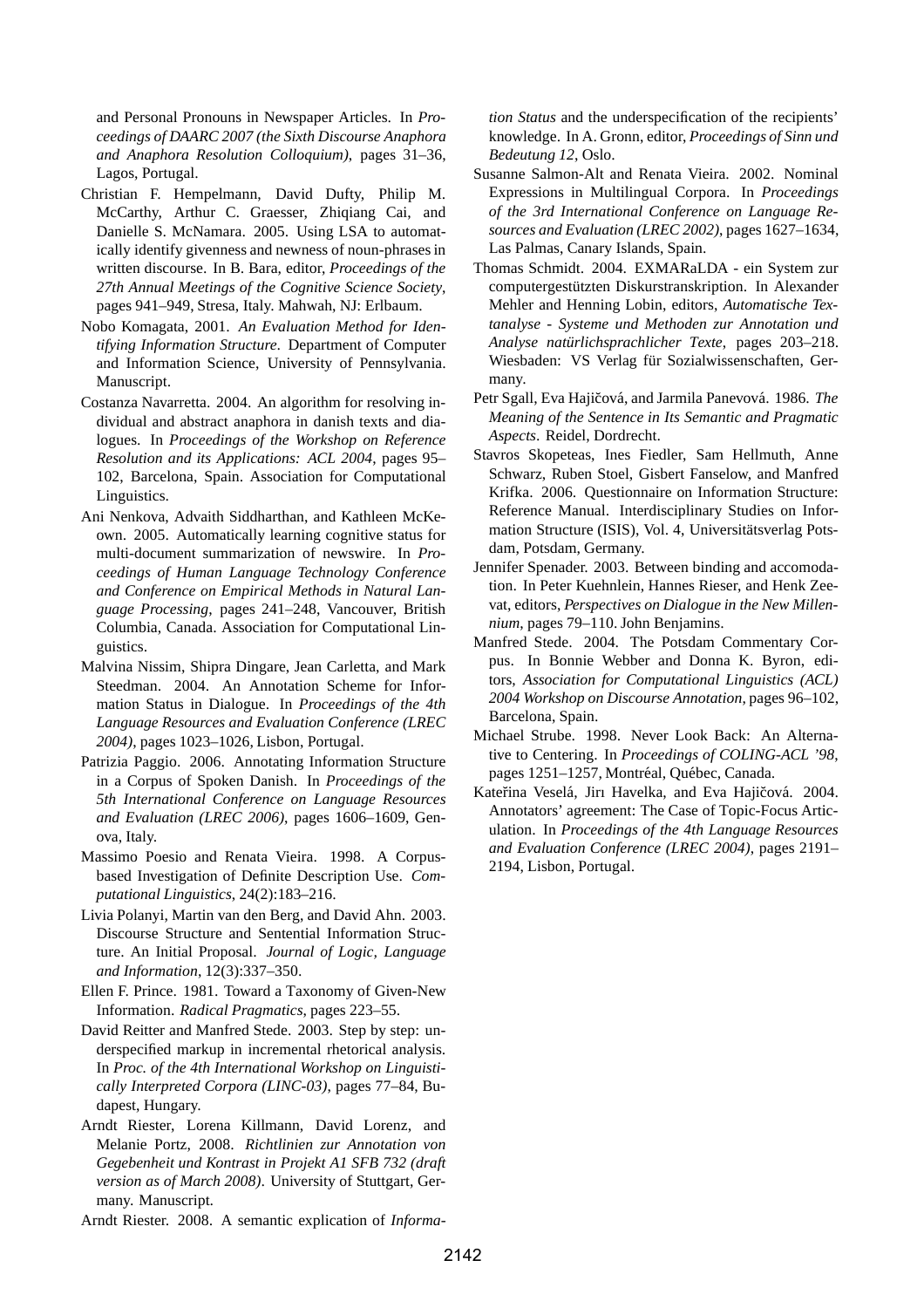and Personal Pronouns in Newspaper Articles. In *Proceedings of DAARC 2007 (the Sixth Discourse Anaphora and Anaphora Resolution Colloquium)*, pages 31–36, Lagos, Portugal.

Christian F. Hempelmann, David Dufty, Philip M. McCarthy, Arthur C. Graesser, Zhiqiang Cai, and Danielle S. McNamara. 2005. Using LSA to automatically identify givenness and newness of noun-phrases in written discourse. In B. Bara, editor, *Proceedings of the 27th Annual Meetings of the Cognitive Science Society*, pages 941–949, Stresa, Italy. Mahwah, NJ: Erlbaum.

Nobo Komagata, 2001. *An Evaluation Method for Identifying Information Structure*. Department of Computer and Information Science, University of Pennsylvania. Manuscript.

Costanza Navarretta. 2004. An algorithm for resolving individual and abstract anaphora in danish texts and dialogues. In *Proceedings of the Workshop on Reference Resolution and its Applications: ACL 2004*, pages 95–102, Barcelona, Spain. Association for Computational Linguistics.

Ani Nenkova, Advaith Siddharthan, and Kathleen McKeown. 2005. Automatically learning cognitive status for multi-document summarization of newswire. In *Proceedings of Human Language Technology Conference and Conference on Empirical Methods in Natural Language Processing*, pages 241–248, Vancouver, British Columbia, Canada. Association for Computational Linguistics.

Malvina Nissim, Shipra Dingare, Jean Carletta, and Mark Steedman. 2004. An Annotation Scheme for Information Status in Dialogue. In *Proceedings of the 4th Language Resources and Evaluation Conference (LREC 2004)*, pages 1023–1026, Lisbon, Portugal.

Patrizia Paggio. 2006. Annotating Information Structure in a Corpus of Spoken Danish. In *Proceedings of the 5th International Conference on Language Resources and Evaluation (LREC 2006)*, pages 1606–1609, Genova, Italy.

Massimo Poesio and Renata Vieira. 1998. A Corpus-based Investigation of Definite Description Use. *Computational Linguistics*, 24(2):183–216.

Livia Polanyi, Martin van den Berg, and David Ahn. 2003. Discourse Structure and Sentential Information Structure. An Initial Proposal. *Journal of Logic, Language and Information*, 12(3):337–350.

Ellen F. Prince. 1981. Toward a Taxonomy of Given-New Information. *Radical Pragmatics*, pages 223–55.

David Reitter and Manfred Stede. 2003. Step by step: underspecified markup in incremental rhetorical analysis. In *Proc. of the 4th International Workshop on Linguistically Interpreted Corpora (LINC-03)*, pages 77–84, Budapest, Hungary.

Arndt Riester, Lorena Killmann, David Lorenz, and Melanie Portz, 2008. *Richtlinien zur Annotation von Gegebenheit und Kontrast in Projekt A1 SFB 732 (draft version as of March 2008)*. University of Stuttgart, Germany. Manuscript.

Arndt Riester. 2008. A semantic explication of *Information Status* and the underspecification of the recipients' knowledge. In A. Gronn, editor, *Proceedings of Sinn und Bedeutung 12*, Oslo.

Susanne Salmon-Alt and Renata Vieira. 2002. Nominal Expressions in Multilingual Corpora. In *Proceedings of the 3rd International Conference on Language Resources and Evaluation (LREC 2002)*, pages 1627–1634, Las Palmas, Canary Islands, Spain.

Thomas Schmidt. 2004. EXMARaLDA - ein System zur computergestützten Diskurstranskription. In Alexander Mehler and Henning Lobin, editors, *Automatische Textanalyse - Systeme und Methoden zur Annotation und Analyse natürlichsprachlicher Texte*, pages 203–218. Wiesbaden: VS Verlag für Sozialwissenschaften, Germany.

Petr Sgall, Eva Hajičová, and Jarmila Panevová. 1986. *The Meaning of the Sentence in Its Semantic and Pragmatic Aspects*. Reidel, Dordrecht.

Stavros Skopeteas, Ines Fiedler, Sam Hellmuth, Anne Schwarz, Ruben Stoel, Gisbert Fanselow, and Manfred Krifka. 2006. Questionnaire on Information Structure: Reference Manual. Interdisciplinary Studies on Information Structure (ISIS), Vol. 4, Universitätsverlag Potsdam, Potsdam, Germany.

Jennifer Spenader. 2003. Between binding and accomodation. In Peter Kuehnlein, Hannes Rieser, and Henk Zeevat, editors, *Perspectives on Dialogue in the New Millennium*, pages 79–110. John Benjamins.

Manfred Stede. 2004. The Potsdam Commentary Corpus. In Bonnie Webber and Donna K. Byron, editors, *Association for Computational Linguistics (ACL) 2004 Workshop on Discourse Annotation*, pages 96–102, Barcelona, Spain.

Michael Strube. 1998. Never Look Back: An Alternative to Centering. In *Proceedings of COLING-ACL '98*, pages 1251–1257, Montréal, Québec, Canada.

Kateřina Veselá, Jirı Havelka, and Eva Hajičová. 2004. Annotators' agreement: The Case of Topic-Focus Articulation. In *Proceedings of the 4th Language Resources and Evaluation Conference (LREC 2004)*, pages 2191–2194, Lisbon, Portugal.